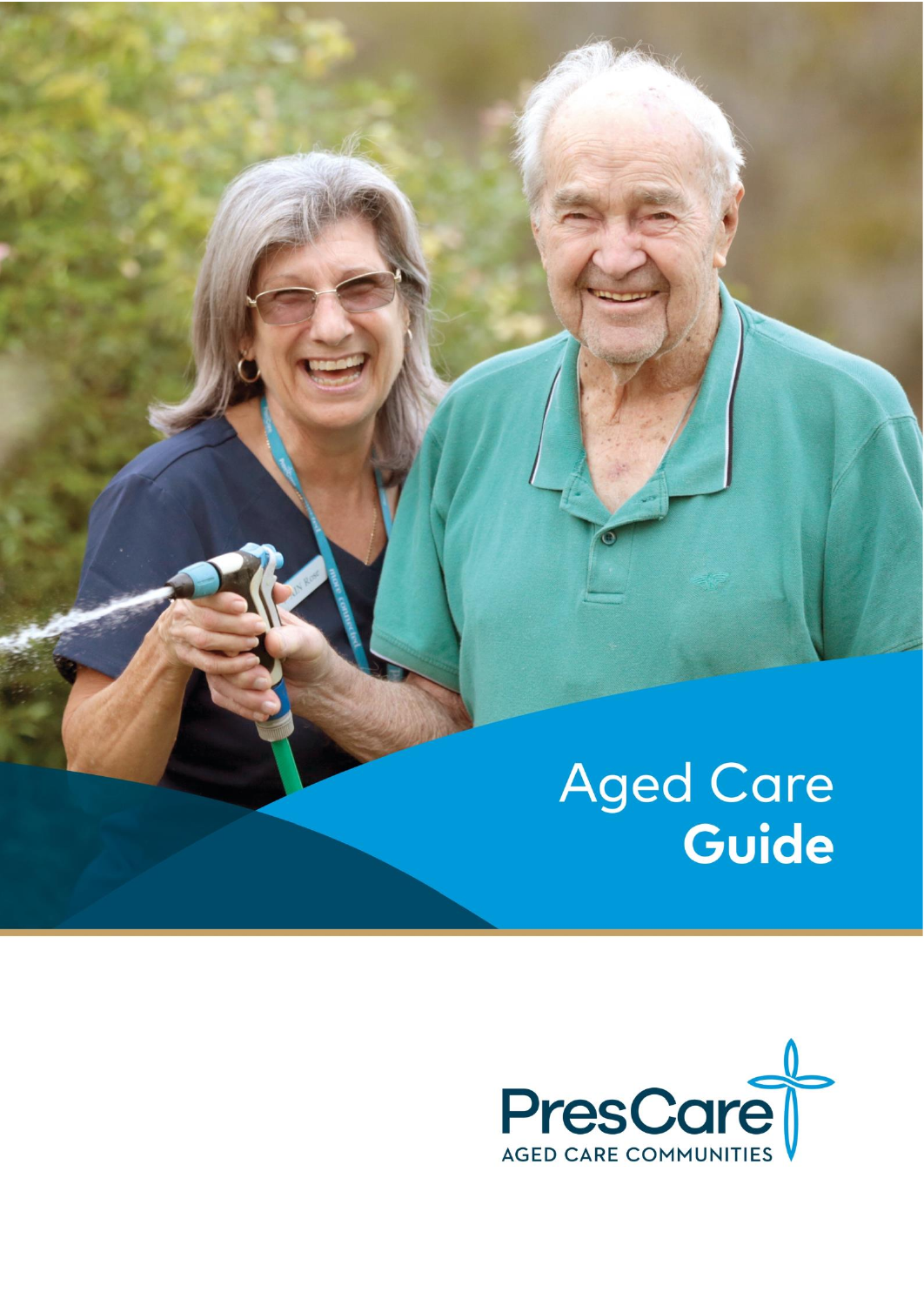# Aged Care **Guide**

PresCare

AGED CARE COMMUNITIES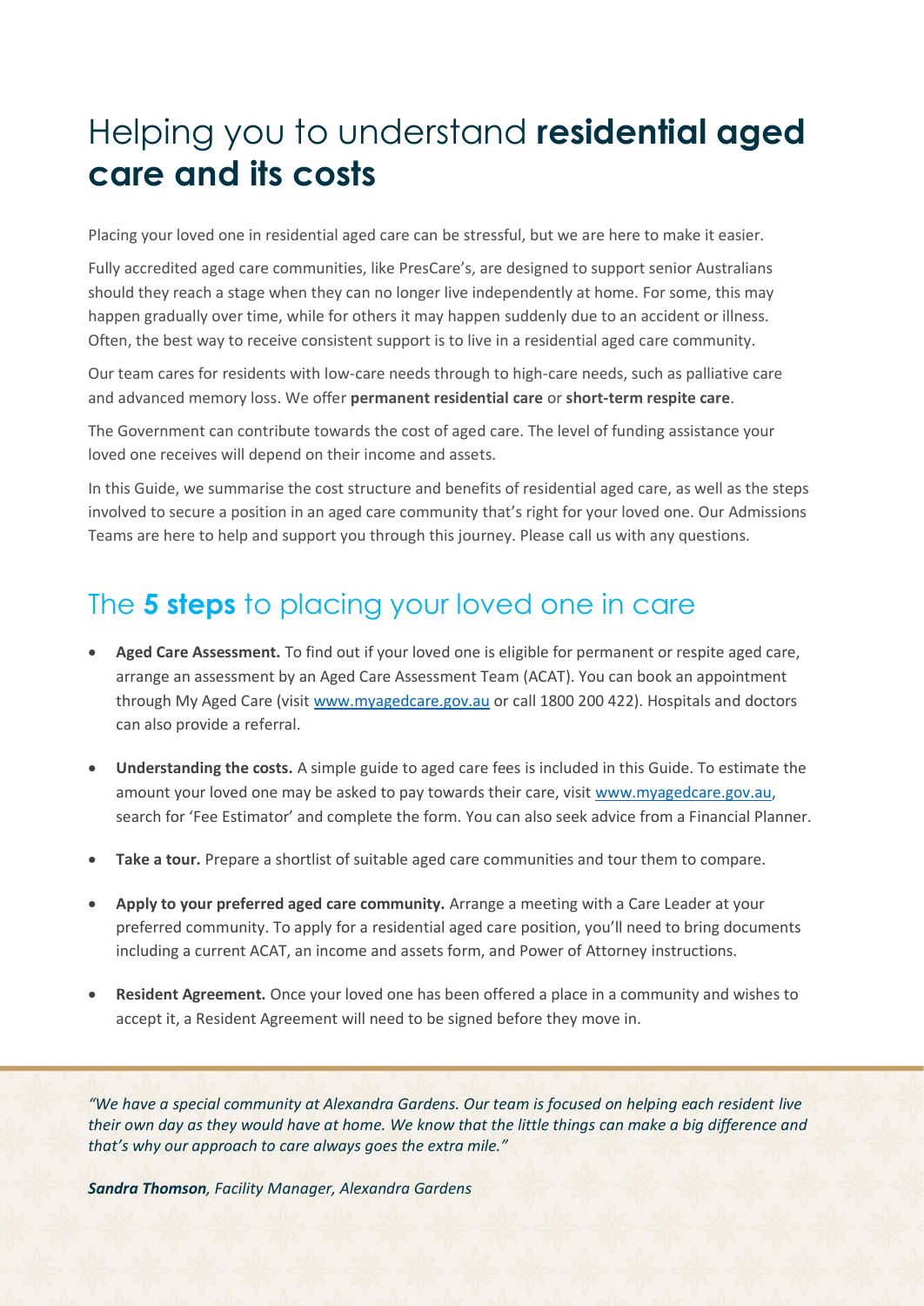# Helping you to understand **residential aged care and its costs**

Placing your loved one in residential aged care can be stressful, but we are here to make it easier.

Fully accredited aged care communities, like PresCare's, are designed to support senior Australians should they reach a stage when they can no longer live independently at home. For some, this may happen gradually over time, while for others it may happen suddenly due to an accident or illness. Often, the best way to receive consistent support is to live in a residential aged care community.

Our team cares for residents with low-care needs through to high-care needs, such as palliative care and advanced memory loss. We offer **permanent residential care** or **short-term respite care**.

The Government can contribute towards the cost of aged care. The level of funding assistance your loved one receives will depend on their income and assets.

In this Guide, we summarise the cost structure and benefits of residential aged care, as well as the steps involved to secure a position in an aged care community that's right for your loved one. Our Admissions Teams are here to help and support you through this journey. Please call us with any questions.

## The **5 steps** to placing your loved one in care

- **Aged Care Assessment.** To find out if your loved one is eligible for permanent or respite aged care, arrange an assessment by an Aged Care Assessment Team (ACAT). You can book an appointment through My Aged Care (visit www.myagedcare.gov.au or call 1800 200 422). Hospitals and doctors can also provide a referral.
- **Understanding the costs.** A simple guide to aged care fees is included in this Guide. To estimate the amount your loved one may be asked to pay towards their care, visit www.myagedcare.gov.au, search for 'Fee Estimator' and complete the form. You can also seek advice from a Financial Planner.
- **Take a tour.** Prepare a shortlist of suitable aged care communities and tour them to compare.
- **Apply to your preferred aged care community.** Arrange a meeting with a Care Leader at your preferred community. To apply for a residential aged care position, you'll need to bring documents including a current ACAT, an income and assets form, and Power of Attorney instructions.
- **Resident Agreement.** Once your loved one has been offered a place in a community and wishes to accept it, a Resident Agreement will need to be signed before they move in.

*"We have a special community at Alexandra Gardens. Our team is focused on helping each resident live their own day as they would have at home. We know that the little things can make a big difference and that's why our approach to care always goes the extra mile."*

***Sandra Thomson****, Facility Manager, Alexandra Gardens*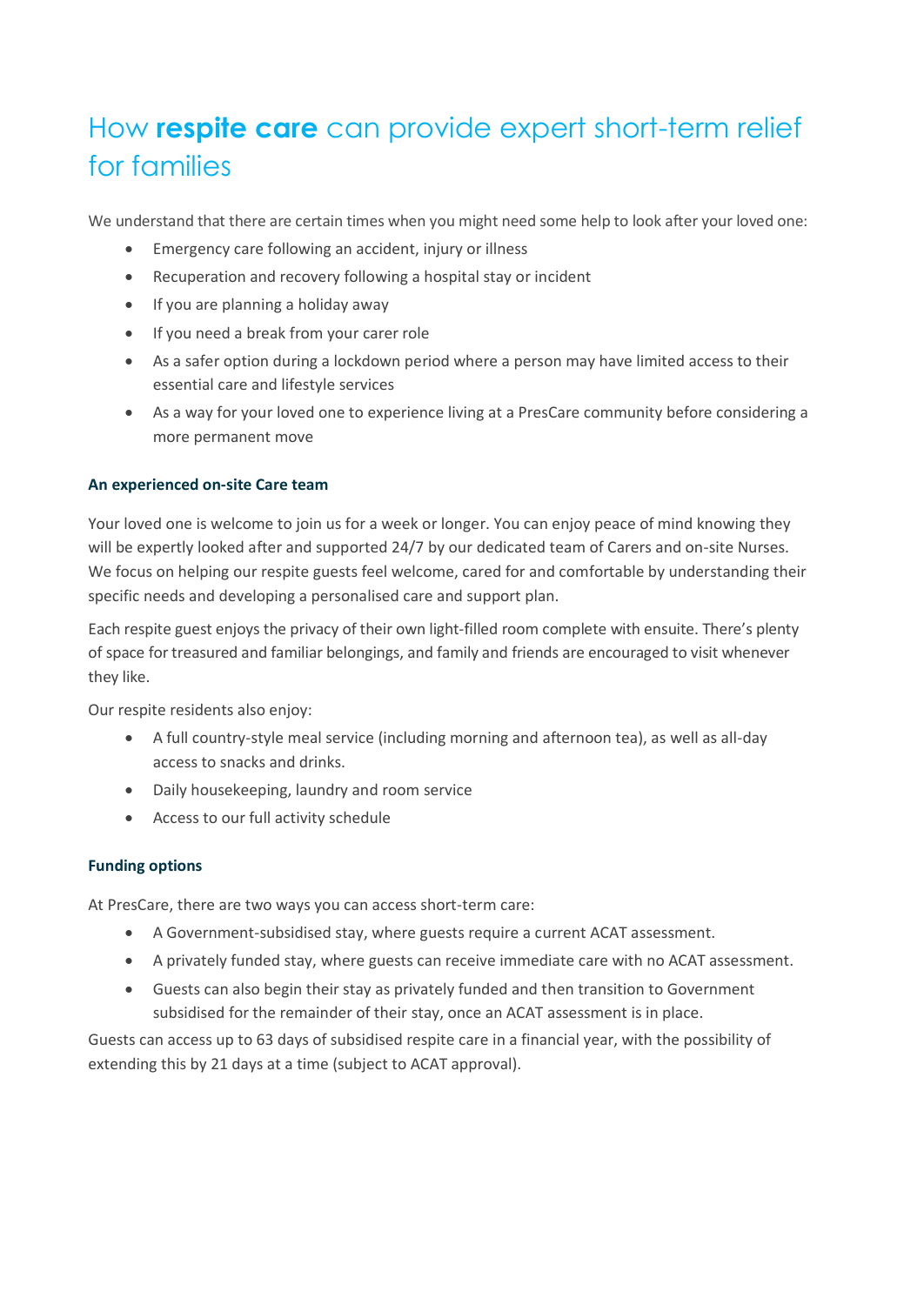# How **respite care** can provide expert short-term relief for families

We understand that there are certain times when you might need some help to look after your loved one:

- Emergency care following an accident, injury or illness
- Recuperation and recovery following a hospital stay or incident
- If you are planning a holiday away
- If you need a break from your carer role
- As a safer option during a lockdown period where a person may have limited access to their essential care and lifestyle services
- As a way for your loved one to experience living at a PresCare community before considering a more permanent move

### An experienced on-site Care team

Your loved one is welcome to join us for a week or longer. You can enjoy peace of mind knowing they will be expertly looked after and supported 24/7 by our dedicated team of Carers and on-site Nurses. We focus on helping our respite guests feel welcome, cared for and comfortable by understanding their specific needs and developing a personalised care and support plan.

Each respite guest enjoys the privacy of their own light-filled room complete with ensuite. There's plenty of space for treasured and familiar belongings, and family and friends are encouraged to visit whenever they like.

Our respite residents also enjoy:

- A full country-style meal service (including morning and afternoon tea), as well as all-day access to snacks and drinks.
- Daily housekeeping, laundry and room service
- Access to our full activity schedule

### Funding options

At PresCare, there are two ways you can access short-term care:

- A Government-subsidised stay, where guests require a current ACAT assessment.
- A privately funded stay, where guests can receive immediate care with no ACAT assessment.
- Guests can also begin their stay as privately funded and then transition to Government subsidised for the remainder of their stay, once an ACAT assessment is in place.

Guests can access up to 63 days of subsidised respite care in a financial year, with the possibility of extending this by 21 days at a time (subject to ACAT approval).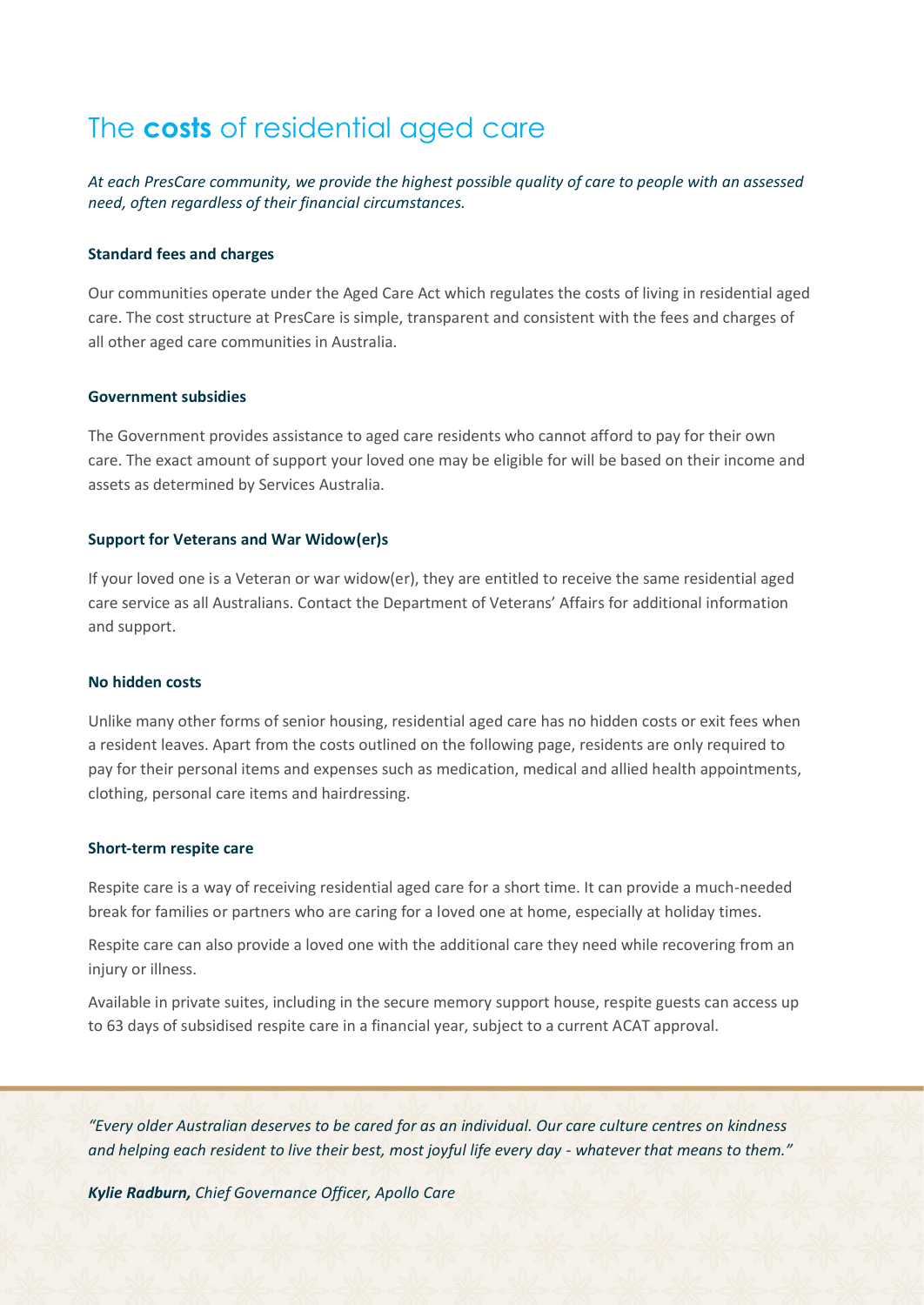# The **costs** of residential aged care

*At each PresCare community, we provide the highest possible quality of care to people with an assessed need, often regardless of their financial circumstances.*

**Standard fees and charges**

Our communities operate under the Aged Care Act which regulates the costs of living in residential aged care. The cost structure at PresCare is simple, transparent and consistent with the fees and charges of all other aged care communities in Australia.

**Government subsidies**

The Government provides assistance to aged care residents who cannot afford to pay for their own care. The exact amount of support your loved one may be eligible for will be based on their income and assets as determined by Services Australia.

**Support for Veterans and War Widow(er)s**

If your loved one is a Veteran or war widow(er), they are entitled to receive the same residential aged care service as all Australians. Contact the Department of Veterans' Affairs for additional information and support.

**No hidden costs**

Unlike many other forms of senior housing, residential aged care has no hidden costs or exit fees when a resident leaves. Apart from the costs outlined on the following page, residents are only required to pay for their personal items and expenses such as medication, medical and allied health appointments, clothing, personal care items and hairdressing.

**Short-term respite care**

Respite care is a way of receiving residential aged care for a short time. It can provide a much-needed break for families or partners who are caring for a loved one at home, especially at holiday times.

Respite care can also provide a loved one with the additional care they need while recovering from an injury or illness.

Available in private suites, including in the secure memory support house, respite guests can access up to 63 days of subsidised respite care in a financial year, subject to a current ACAT approval.

*"Every older Australian deserves to be cared for as an individual. Our care culture centres on kindness and helping each resident to live their best, most joyful life every day - whatever that means to them."*

***Kylie Radburn,*** *Chief Governance Officer, Apollo Care*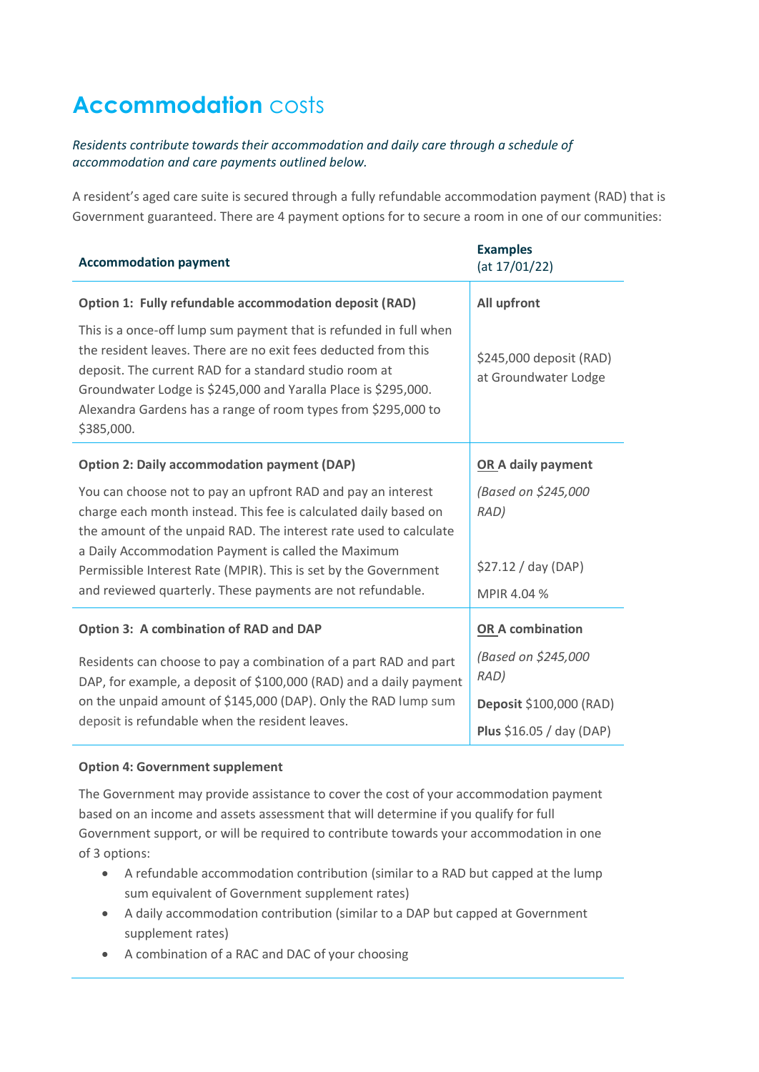# Accommodation costs

*Residents contribute towards their accommodation and daily care through a schedule of accommodation and care payments outlined below.*

A resident's aged care suite is secured through a fully refundable accommodation payment (RAD) that is Government guaranteed. There are 4 payment options for to secure a room in one of our communities:

| **Accommodation payment** | **Examples** (at 17/01/22) |
|---|---|
| **Option 1: Fully refundable accommodation deposit (RAD)**<br><br>This is a once-off lump sum payment that is refunded in full when the resident leaves. There are no exit fees deducted from this deposit. The current RAD for a standard studio room at Groundwater Lodge is $245,000 and Yaralla Place is $295,000. Alexandra Gardens has a range of room types from $295,000 to $385,000. | **All upfront**<br><br>$245,000 deposit (RAD) at Groundwater Lodge |
| **Option 2: Daily accommodation payment (DAP)**<br><br>You can choose not to pay an upfront RAD and pay an interest charge each month instead. This fee is calculated daily based on the amount of the unpaid RAD. The interest rate used to calculate a Daily Accommodation Payment is called the Maximum Permissible Interest Rate (MPIR). This is set by the Government and reviewed quarterly. These payments are not refundable. | **OR A daily payment**<br><br>*(Based on $245,000 RAD)*<br><br>$27.12 / day (DAP)<br><br>MPIR 4.04 % |
| **Option 3: A combination of RAD and DAP**<br><br>Residents can choose to pay a combination of a part RAD and part DAP, for example, a deposit of $100,000 (RAD) and a daily payment on the unpaid amount of $145,000 (DAP). Only the RAD lump sum deposit is refundable when the resident leaves. | **OR A combination**<br><br>*(Based on $245,000 RAD)*<br><br>**Deposit** $100,000 (RAD)<br><br>**Plus** $16.05 / day (DAP) |

**Option 4: Government supplement**

The Government may provide assistance to cover the cost of your accommodation payment based on an income and assets assessment that will determine if you qualify for full Government support, or will be required to contribute towards your accommodation in one of 3 options:

- A refundable accommodation contribution (similar to a RAD but capped at the lump sum equivalent of Government supplement rates)
- A daily accommodation contribution (similar to a DAP but capped at Government supplement rates)
- A combination of a RAC and DAC of your choosing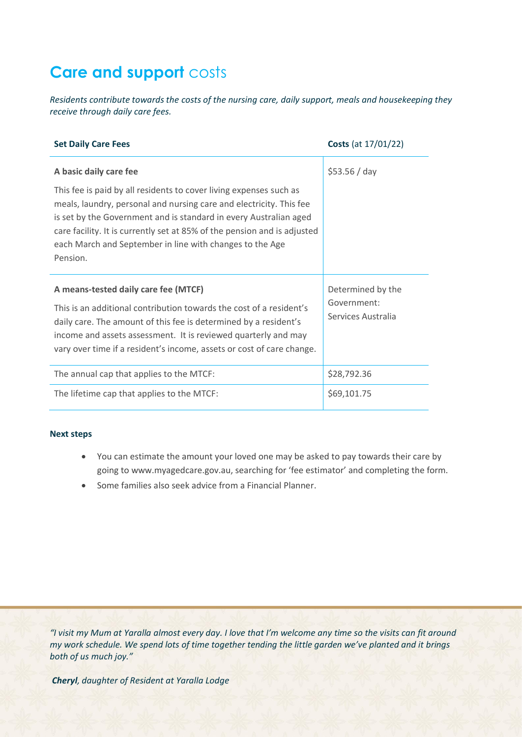# **Care and support** costs

*Residents contribute towards the costs of the nursing care, daily support, meals and housekeeping they receive through daily care fees.*

| **Set Daily Care Fees** | **Costs** (at 17/01/22) |
| --- | --- |
| **A basic daily care fee**<br><br>This fee is paid by all residents to cover living expenses such as meals, laundry, personal and nursing care and electricity. This fee is set by the Government and is standard in every Australian aged care facility. It is currently set at 85% of the pension and is adjusted each March and September in line with changes to the Age Pension. | $53.56 / day |
| **A means-tested daily care fee (MTCF)**<br><br>This is an additional contribution towards the cost of a resident's daily care. The amount of this fee is determined by a resident's income and assets assessment. It is reviewed quarterly and may vary over time if a resident's income, assets or cost of care change. | Determined by the Government: Services Australia |
| The annual cap that applies to the MTCF: | $28,792.36 |
| The lifetime cap that applies to the MTCF: | $69,101.75 |

**Next steps**

- You can estimate the amount your loved one may be asked to pay towards their care by going to www.myagedcare.gov.au, searching for 'fee estimator' and completing the form.
- Some families also seek advice from a Financial Planner.

*"I visit my Mum at Yaralla almost every day. I love that I'm welcome any time so the visits can fit around my work schedule. We spend lots of time together tending the little garden we've planted and it brings both of us much joy."*

***Cheryl**, daughter of Resident at Yaralla Lodge*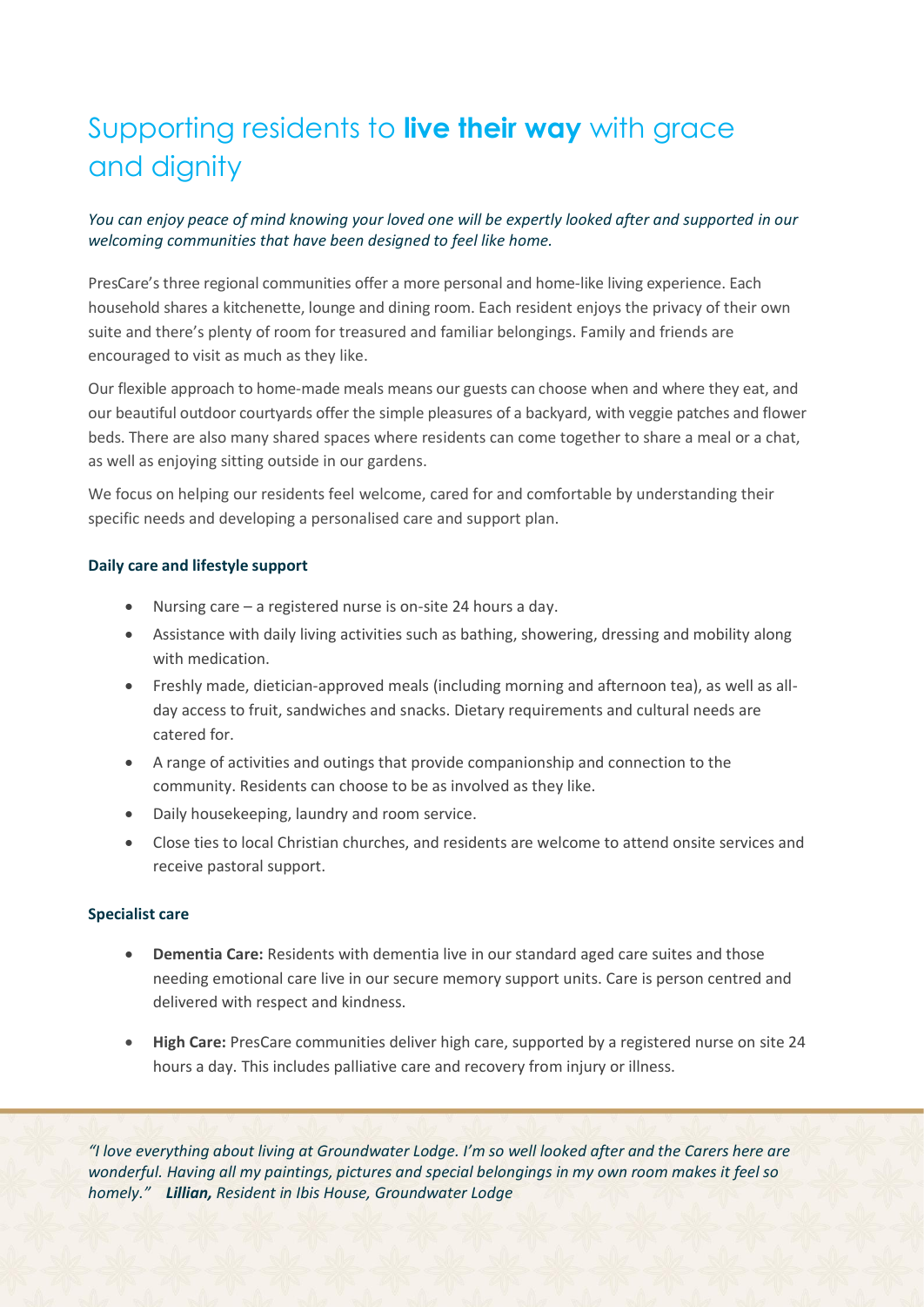# Supporting residents to **live their way** with grace and dignity

*You can enjoy peace of mind knowing your loved one will be expertly looked after and supported in our welcoming communities that have been designed to feel like home.*

PresCare's three regional communities offer a more personal and home-like living experience. Each household shares a kitchenette, lounge and dining room. Each resident enjoys the privacy of their own suite and there's plenty of room for treasured and familiar belongings. Family and friends are encouraged to visit as much as they like.

Our flexible approach to home-made meals means our guests can choose when and where they eat, and our beautiful outdoor courtyards offer the simple pleasures of a backyard, with veggie patches and flower beds. There are also many shared spaces where residents can come together to share a meal or a chat, as well as enjoying sitting outside in our gardens.

We focus on helping our residents feel welcome, cared for and comfortable by understanding their specific needs and developing a personalised care and support plan.

### Daily care and lifestyle support

- Nursing care – a registered nurse is on-site 24 hours a day.
- Assistance with daily living activities such as bathing, showering, dressing and mobility along with medication.
- Freshly made, dietician-approved meals (including morning and afternoon tea), as well as all-day access to fruit, sandwiches and snacks. Dietary requirements and cultural needs are catered for.
- A range of activities and outings that provide companionship and connection to the community. Residents can choose to be as involved as they like.
- Daily housekeeping, laundry and room service.
- Close ties to local Christian churches, and residents are welcome to attend onsite services and receive pastoral support.

### Specialist care

- **Dementia Care:** Residents with dementia live in our standard aged care suites and those needing emotional care live in our secure memory support units. Care is person centred and delivered with respect and kindness.
- **High Care:** PresCare communities deliver high care, supported by a registered nurse on site 24 hours a day. This includes palliative care and recovery from injury or illness.

*"I love everything about living at Groundwater Lodge. I'm so well looked after and the Carers here are wonderful. Having all my paintings, pictures and special belongings in my own room makes it feel so homely."* ***Lillian,*** *Resident in Ibis House, Groundwater Lodge*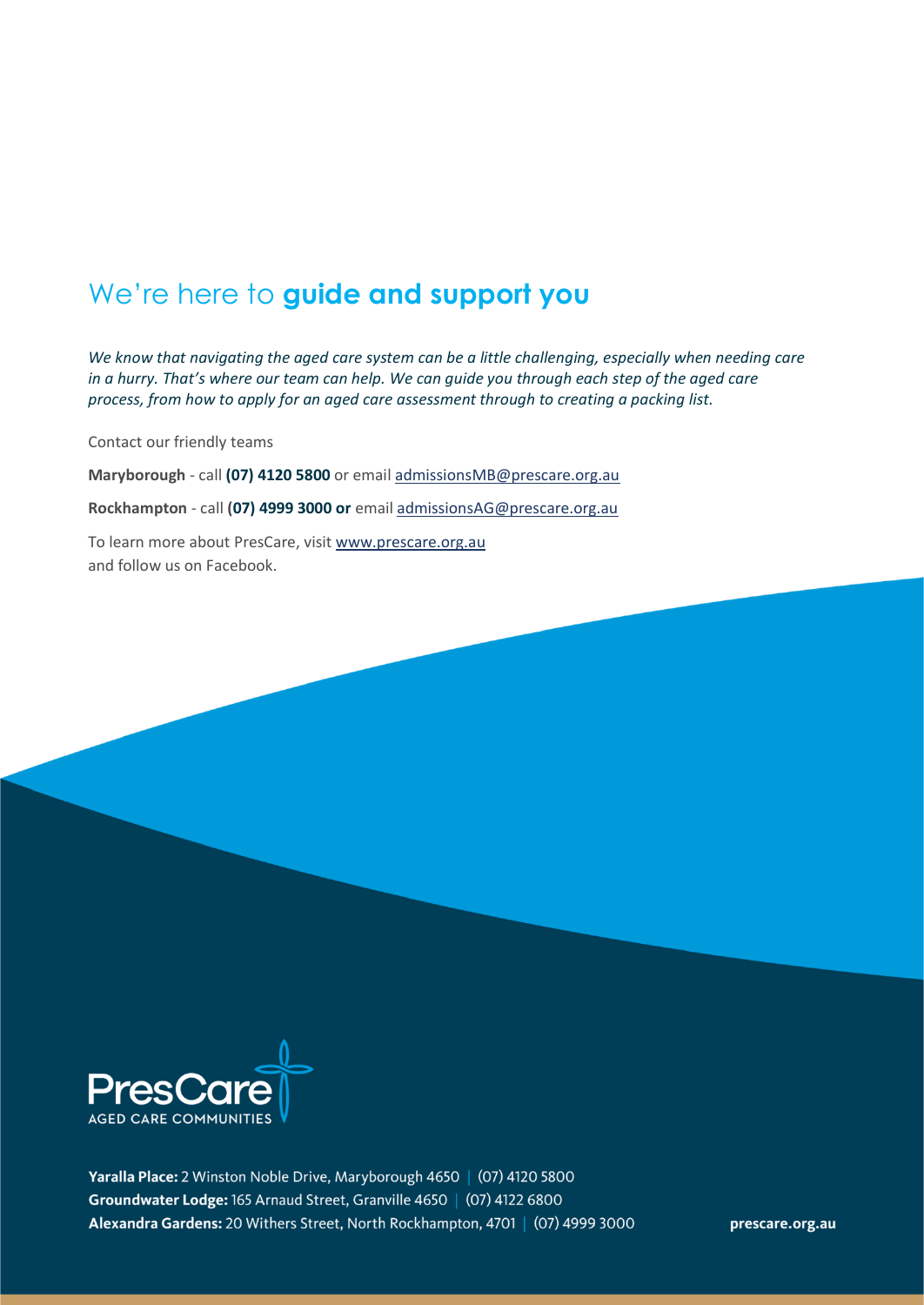# We're here to **guide and support you**

*We know that navigating the aged care system can be a little challenging, especially when needing care in a hurry. That's where our team can help. We can guide you through each step of the aged care process, from how to apply for an aged care assessment through to creating a packing list.*

Contact our friendly teams

**Maryborough** - call **(07) 4120 5800** or email admissionsMB@prescare.org.au

**Rockhampton** - call **(07) 4999 3000 or** email admissionsAG@prescare.org.au

To learn more about PresCare, visit www.prescare.org.au
and follow us on Facebook.

PresCare
AGED CARE COMMUNITIES

**Yaralla Place:** 2 Winston Noble Drive, Maryborough 4650 | (07) 4120 5800
**Groundwater Lodge:** 165 Arnaud Street, Granville 4650 | (07) 4122 6800
**Alexandra Gardens:** 20 Withers Street, North Rockhampton, 4701 | (07) 4999 3000

**prescare.org.au**